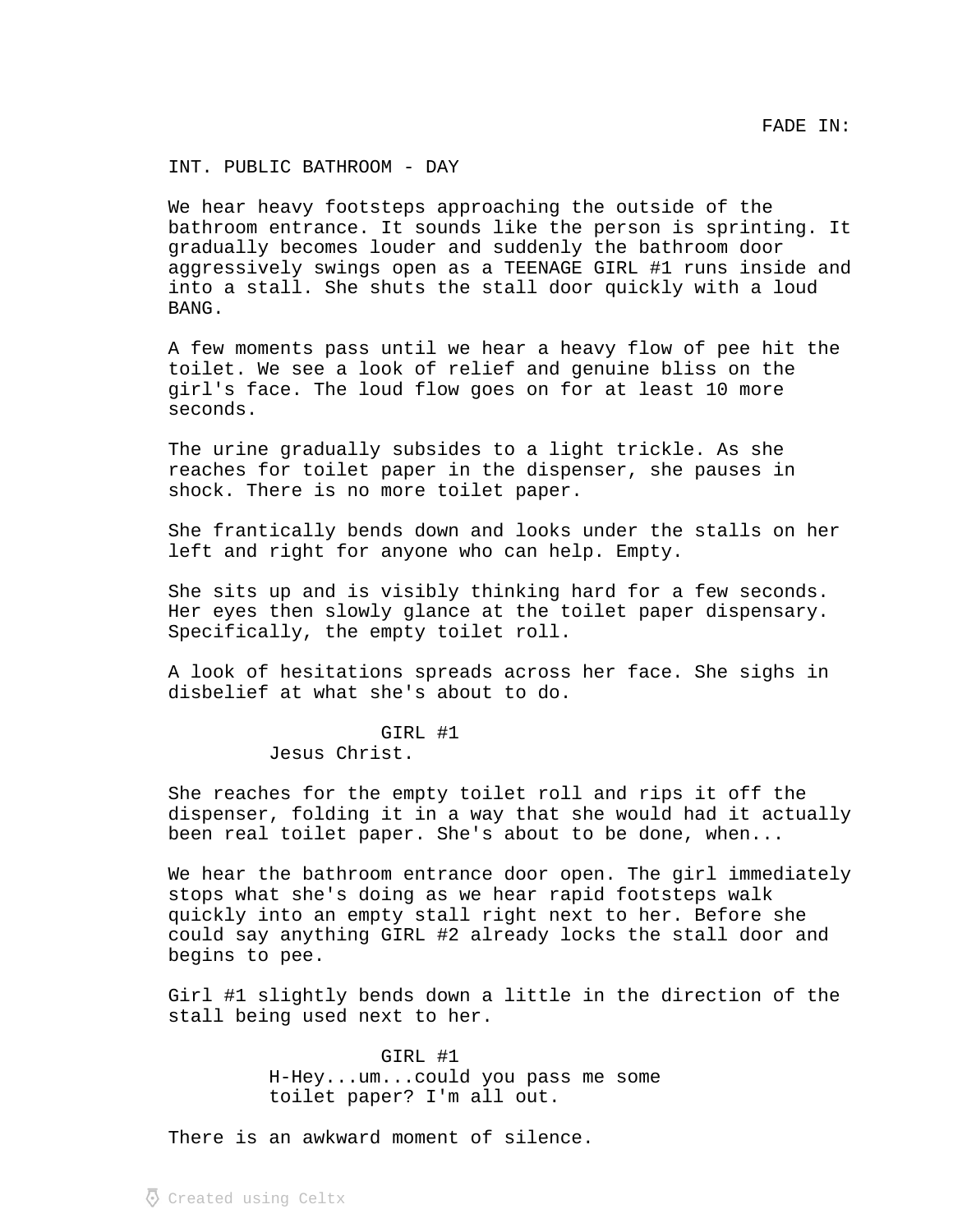FADE IN:

INT. PUBLIC BATHROOM - DAY

We hear heavy footsteps approaching the outside of the bathroom entrance. It sounds like the person is sprinting. It gradually becomes louder and suddenly the bathroom door aggressively swings open as a TEENAGE GIRL #1 runs inside and into a stall. She shuts the stall door quickly with a loud BANG.

A few moments pass until we hear a heavy flow of pee hit the toilet. We see a look of relief and genuine bliss on the girl's face. The loud flow goes on for at least 10 more seconds.

The urine gradually subsides to a light trickle. As she reaches for toilet paper in the dispenser, she pauses in shock. There is no more toilet paper.

She frantically bends down and looks under the stalls on her left and right for anyone who can help. Empty.

She sits up and is visibly thinking hard for a few seconds. Her eyes then slowly glance at the toilet paper dispensary. Specifically, the empty toilet roll.

A look of hesitations spreads across her face. She sighs in disbelief at what she's about to do.

GIRL #1
Jesus Christ.

She reaches for the empty toilet roll and rips it off the dispenser, folding it in a way that she would had it actually been real toilet paper. She's about to be done, when...

We hear the bathroom entrance door open. The girl immediately stops what she's doing as we hear rapid footsteps walk quickly into an empty stall right next to her. Before she could say anything GIRL #2 already locks the stall door and begins to pee.

Girl #1 slightly bends down a little in the direction of the stall being used next to her.

GIRL #1
H-Hey...um...could you pass me some toilet paper? I'm all out.

There is an awkward moment of silence.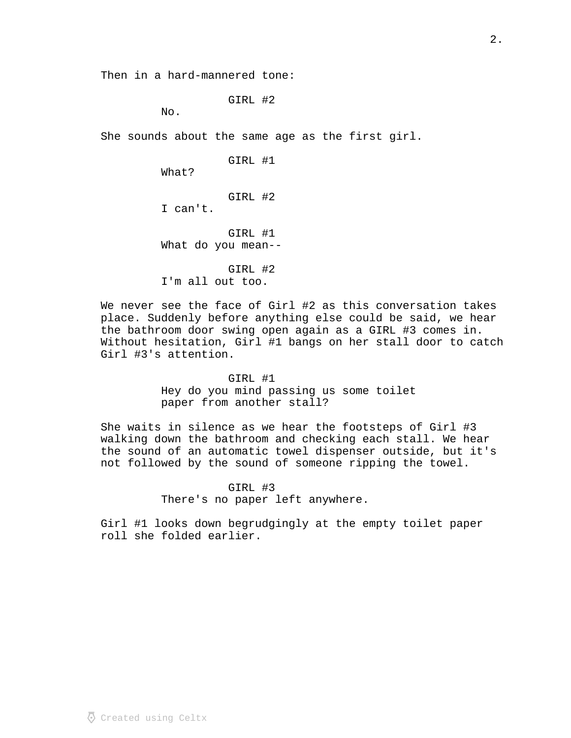Then in a hard-mannered tone:

GIRL #2
No.

She sounds about the same age as the first girl.

GIRL #1
What?

GIRL #2
I can't.

GIRL #1
What do you mean--

GIRL #2
I'm all out too.

We never see the face of Girl #2 as this conversation takes place. Suddenly before anything else could be said, we hear the bathroom door swing open again as a GIRL #3 comes in. Without hesitation, Girl #1 bangs on her stall door to catch Girl #3's attention.

GIRL #1
Hey do you mind passing us some toilet paper from another stall?

She waits in silence as we hear the footsteps of Girl #3 walking down the bathroom and checking each stall. We hear the sound of an automatic towel dispenser outside, but it's not followed by the sound of someone ripping the towel.

GIRL #3
There's no paper left anywhere.

Girl #1 looks down begrudgingly at the empty toilet paper roll she folded earlier.